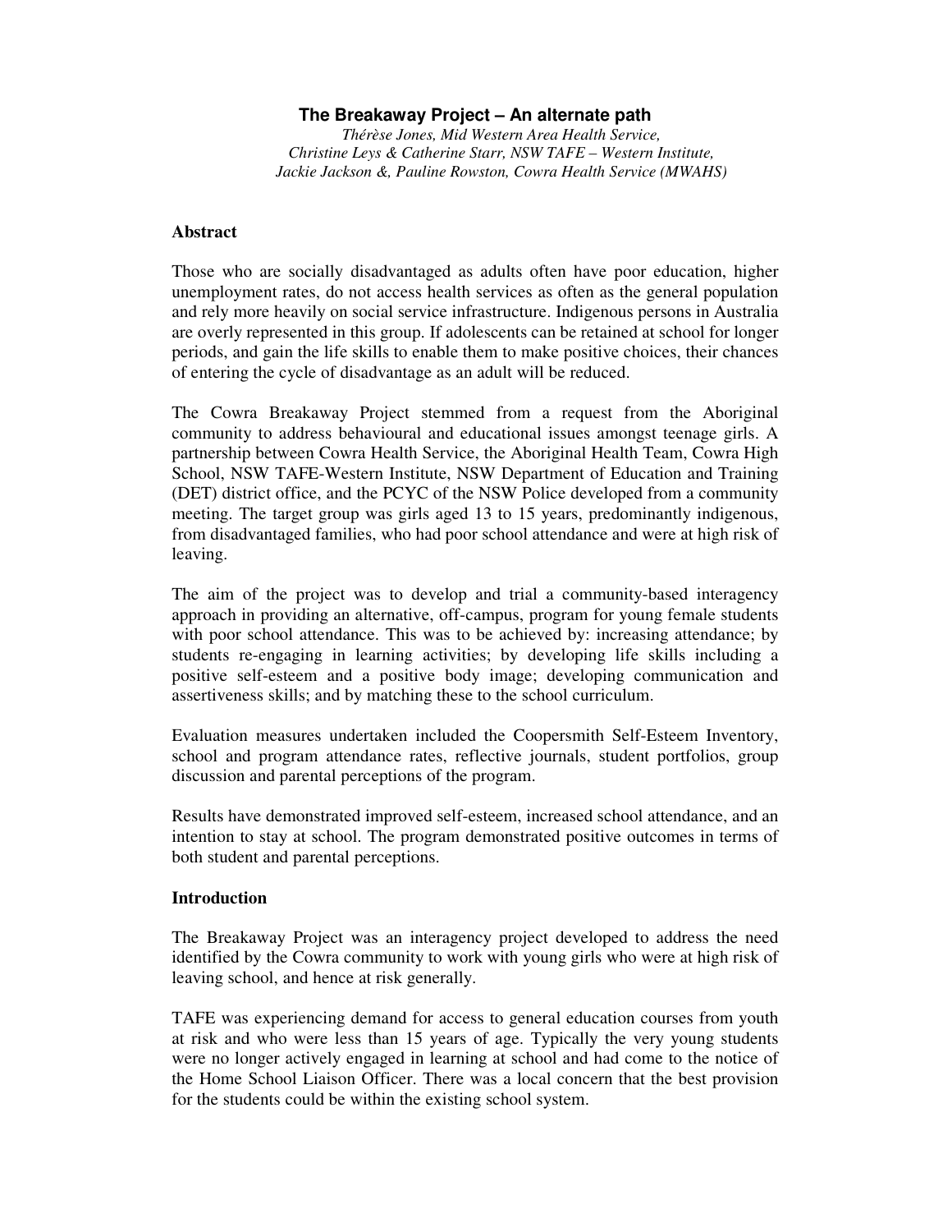# The Breakaway Project – An alternate path

*Thérèse Jones, Mid Western Area Health Service,*
*Christine Leys & Catherine Starr, NSW TAFE – Western Institute,*
*Jackie Jackson &, Pauline Rowston, Cowra Health Service (MWAHS)*

## Abstract

Those who are socially disadvantaged as adults often have poor education, higher unemployment rates, do not access health services as often as the general population and rely more heavily on social service infrastructure. Indigenous persons in Australia are overly represented in this group. If adolescents can be retained at school for longer periods, and gain the life skills to enable them to make positive choices, their chances of entering the cycle of disadvantage as an adult will be reduced.

The Cowra Breakaway Project stemmed from a request from the Aboriginal community to address behavioural and educational issues amongst teenage girls. A partnership between Cowra Health Service, the Aboriginal Health Team, Cowra High School, NSW TAFE-Western Institute, NSW Department of Education and Training (DET) district office, and the PCYC of the NSW Police developed from a community meeting. The target group was girls aged 13 to 15 years, predominantly indigenous, from disadvantaged families, who had poor school attendance and were at high risk of leaving.

The aim of the project was to develop and trial a community-based interagency approach in providing an alternative, off-campus, program for young female students with poor school attendance. This was to be achieved by: increasing attendance; by students re-engaging in learning activities; by developing life skills including a positive self-esteem and a positive body image; developing communication and assertiveness skills; and by matching these to the school curriculum.

Evaluation measures undertaken included the Coopersmith Self-Esteem Inventory, school and program attendance rates, reflective journals, student portfolios, group discussion and parental perceptions of the program.

Results have demonstrated improved self-esteem, increased school attendance, and an intention to stay at school. The program demonstrated positive outcomes in terms of both student and parental perceptions.

## Introduction

The Breakaway Project was an interagency project developed to address the need identified by the Cowra community to work with young girls who were at high risk of leaving school, and hence at risk generally.

TAFE was experiencing demand for access to general education courses from youth at risk and who were less than 15 years of age. Typically the very young students were no longer actively engaged in learning at school and had come to the notice of the Home School Liaison Officer. There was a local concern that the best provision for the students could be within the existing school system.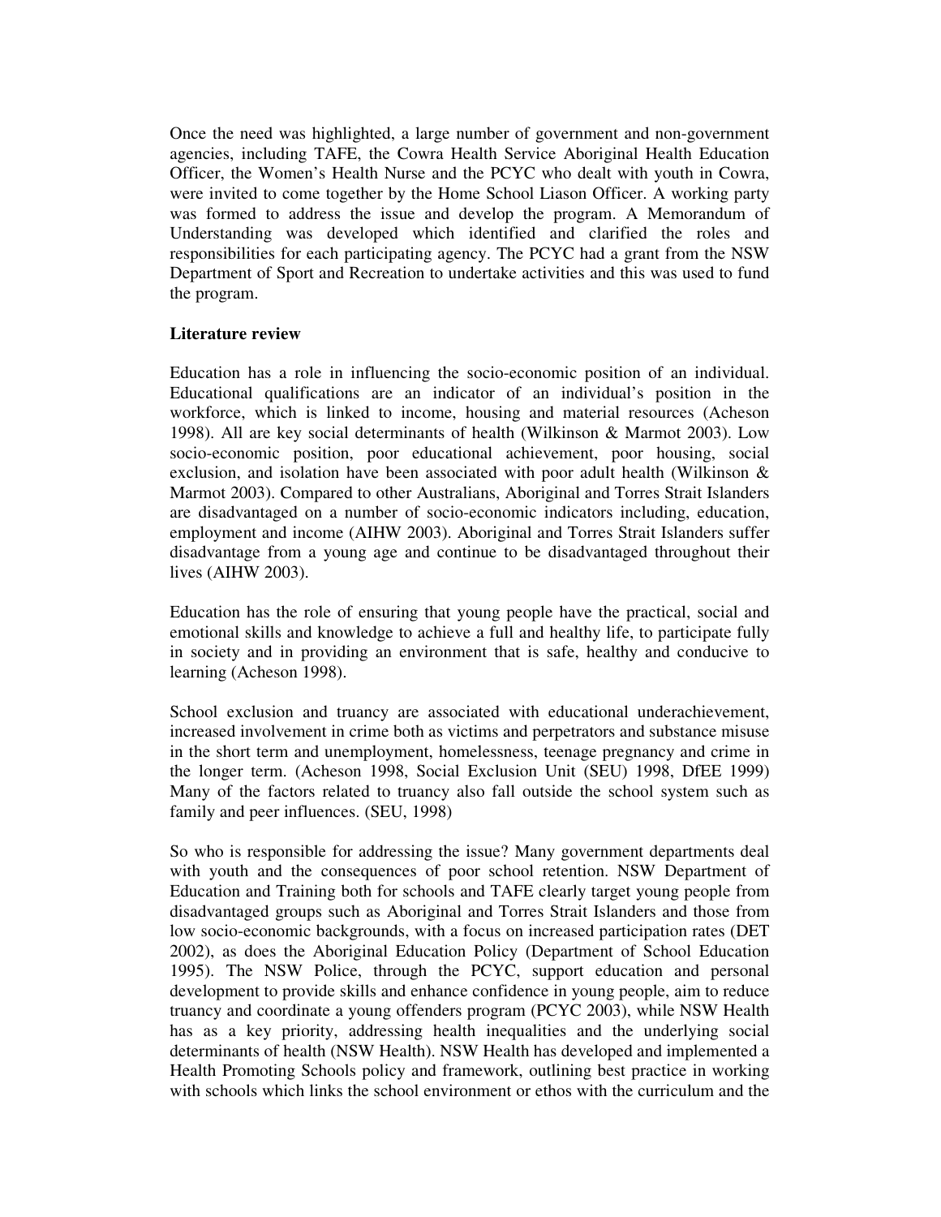Once the need was highlighted, a large number of government and non-government agencies, including TAFE, the Cowra Health Service Aboriginal Health Education Officer, the Women's Health Nurse and the PCYC who dealt with youth in Cowra, were invited to come together by the Home School Liason Officer. A working party was formed to address the issue and develop the program. A Memorandum of Understanding was developed which identified and clarified the roles and responsibilities for each participating agency. The PCYC had a grant from the NSW Department of Sport and Recreation to undertake activities and this was used to fund the program.

**Literature review**

Education has a role in influencing the socio-economic position of an individual. Educational qualifications are an indicator of an individual's position in the workforce, which is linked to income, housing and material resources (Acheson 1998). All are key social determinants of health (Wilkinson & Marmot 2003). Low socio-economic position, poor educational achievement, poor housing, social exclusion, and isolation have been associated with poor adult health (Wilkinson & Marmot 2003). Compared to other Australians, Aboriginal and Torres Strait Islanders are disadvantaged on a number of socio-economic indicators including, education, employment and income (AIHW 2003). Aboriginal and Torres Strait Islanders suffer disadvantage from a young age and continue to be disadvantaged throughout their lives (AIHW 2003).

Education has the role of ensuring that young people have the practical, social and emotional skills and knowledge to achieve a full and healthy life, to participate fully in society and in providing an environment that is safe, healthy and conducive to learning (Acheson 1998).

School exclusion and truancy are associated with educational underachievement, increased involvement in crime both as victims and perpetrators and substance misuse in the short term and unemployment, homelessness, teenage pregnancy and crime in the longer term. (Acheson 1998, Social Exclusion Unit (SEU) 1998, DfEE 1999) Many of the factors related to truancy also fall outside the school system such as family and peer influences. (SEU, 1998)

So who is responsible for addressing the issue? Many government departments deal with youth and the consequences of poor school retention. NSW Department of Education and Training both for schools and TAFE clearly target young people from disadvantaged groups such as Aboriginal and Torres Strait Islanders and those from low socio-economic backgrounds, with a focus on increased participation rates (DET 2002), as does the Aboriginal Education Policy (Department of School Education 1995). The NSW Police, through the PCYC, support education and personal development to provide skills and enhance confidence in young people, aim to reduce truancy and coordinate a young offenders program (PCYC 2003), while NSW Health has as a key priority, addressing health inequalities and the underlying social determinants of health (NSW Health). NSW Health has developed and implemented a Health Promoting Schools policy and framework, outlining best practice in working with schools which links the school environment or ethos with the curriculum and the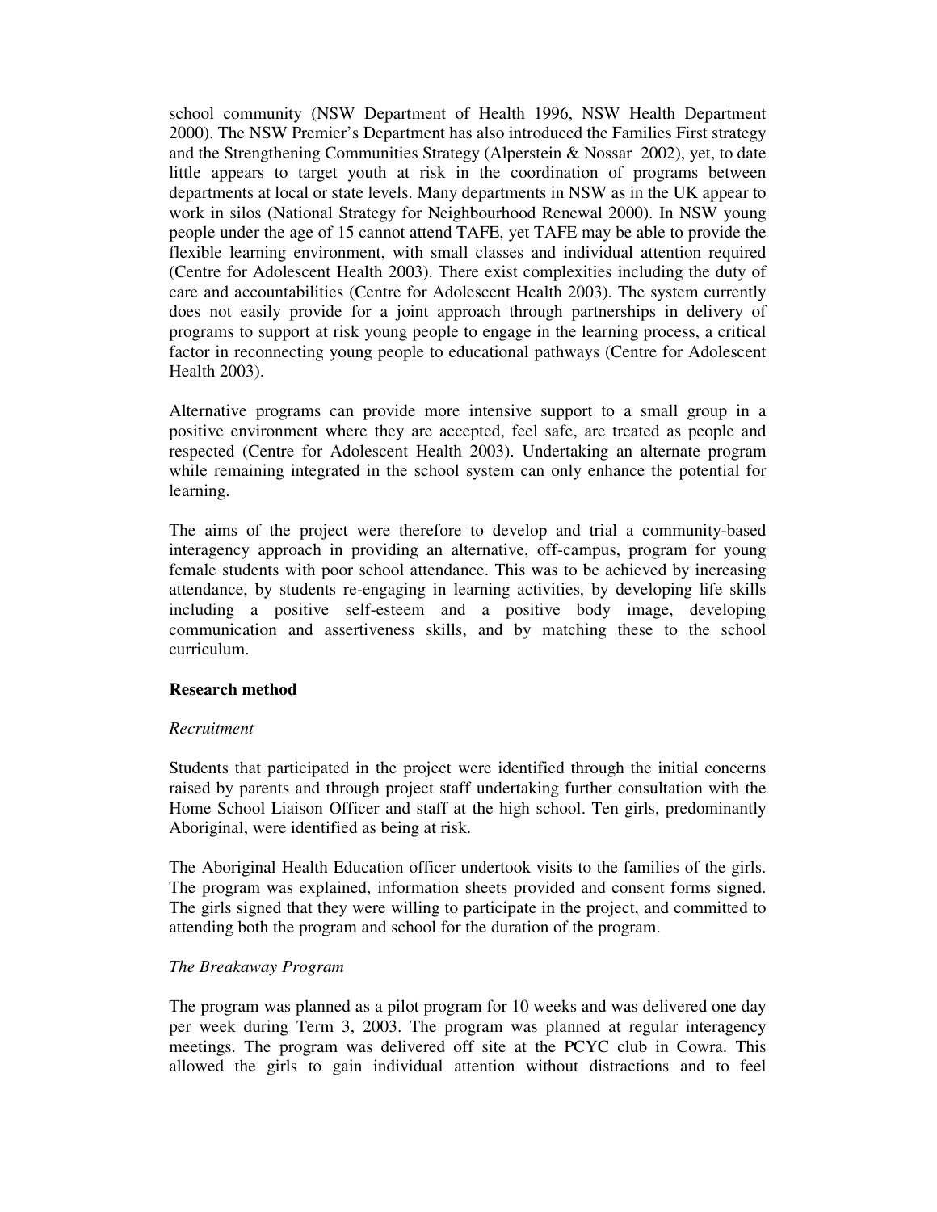school community (NSW Department of Health 1996, NSW Health Department 2000). The NSW Premier's Department has also introduced the Families First strategy and the Strengthening Communities Strategy (Alperstein & Nossar 2002), yet, to date little appears to target youth at risk in the coordination of programs between departments at local or state levels. Many departments in NSW as in the UK appear to work in silos (National Strategy for Neighbourhood Renewal 2000). In NSW young people under the age of 15 cannot attend TAFE, yet TAFE may be able to provide the flexible learning environment, with small classes and individual attention required (Centre for Adolescent Health 2003). There exist complexities including the duty of care and accountabilities (Centre for Adolescent Health 2003). The system currently does not easily provide for a joint approach through partnerships in delivery of programs to support at risk young people to engage in the learning process, a critical factor in reconnecting young people to educational pathways (Centre for Adolescent Health 2003).

Alternative programs can provide more intensive support to a small group in a positive environment where they are accepted, feel safe, are treated as people and respected (Centre for Adolescent Health 2003). Undertaking an alternate program while remaining integrated in the school system can only enhance the potential for learning.

The aims of the project were therefore to develop and trial a community-based interagency approach in providing an alternative, off-campus, program for young female students with poor school attendance. This was to be achieved by increasing attendance, by students re-engaging in learning activities, by developing life skills including a positive self-esteem and a positive body image, developing communication and assertiveness skills, and by matching these to the school curriculum.

**Research method**

*Recruitment*

Students that participated in the project were identified through the initial concerns raised by parents and through project staff undertaking further consultation with the Home School Liaison Officer and staff at the high school. Ten girls, predominantly Aboriginal, were identified as being at risk.

The Aboriginal Health Education officer undertook visits to the families of the girls. The program was explained, information sheets provided and consent forms signed. The girls signed that they were willing to participate in the project, and committed to attending both the program and school for the duration of the program.

*The Breakaway Program*

The program was planned as a pilot program for 10 weeks and was delivered one day per week during Term 3, 2003. The program was planned at regular interagency meetings. The program was delivered off site at the PCYC club in Cowra. This allowed the girls to gain individual attention without distractions and to feel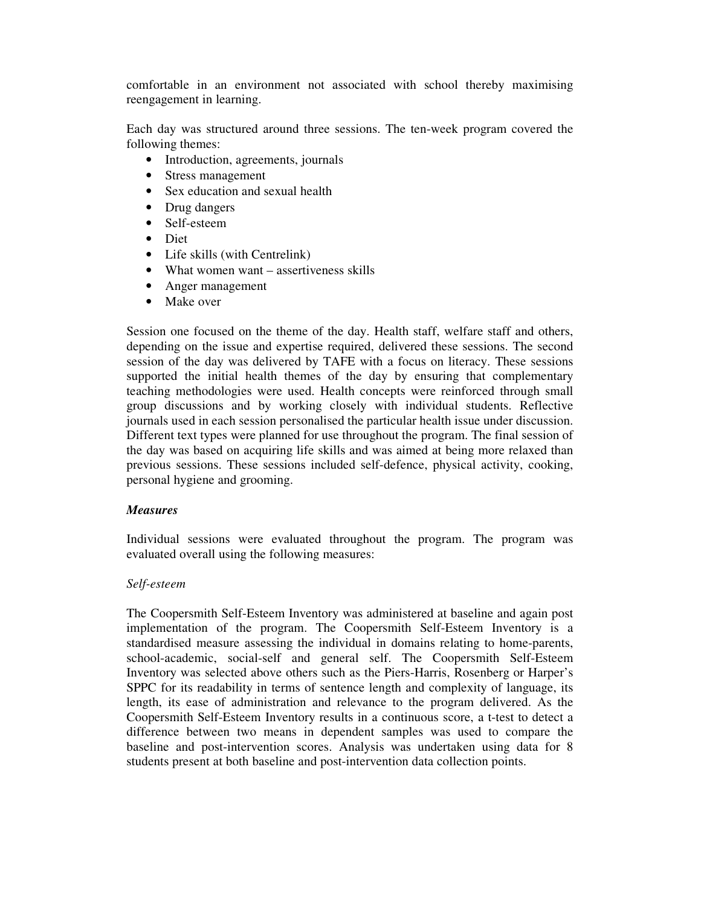comfortable in an environment not associated with school thereby maximising reengagement in learning.

Each day was structured around three sessions. The ten-week program covered the following themes:

- Introduction, agreements, journals
- Stress management
- Sex education and sexual health
- Drug dangers
- Self-esteem
- Diet
- Life skills (with Centrelink)
- What women want – assertiveness skills
- Anger management
- Make over

Session one focused on the theme of the day. Health staff, welfare staff and others, depending on the issue and expertise required, delivered these sessions. The second session of the day was delivered by TAFE with a focus on literacy. These sessions supported the initial health themes of the day by ensuring that complementary teaching methodologies were used. Health concepts were reinforced through small group discussions and by working closely with individual students. Reflective journals used in each session personalised the particular health issue under discussion. Different text types were planned for use throughout the program. The final session of the day was based on acquiring life skills and was aimed at being more relaxed than previous sessions. These sessions included self-defence, physical activity, cooking, personal hygiene and grooming.

### ***Measures***

Individual sessions were evaluated throughout the program. The program was evaluated overall using the following measures:

#### *Self-esteem*

The Coopersmith Self-Esteem Inventory was administered at baseline and again post implementation of the program. The Coopersmith Self-Esteem Inventory is a standardised measure assessing the individual in domains relating to home-parents, school-academic, social-self and general self. The Coopersmith Self-Esteem Inventory was selected above others such as the Piers-Harris, Rosenberg or Harper's SPPC for its readability in terms of sentence length and complexity of language, its length, its ease of administration and relevance to the program delivered. As the Coopersmith Self-Esteem Inventory results in a continuous score, a t-test to detect a difference between two means in dependent samples was used to compare the baseline and post-intervention scores. Analysis was undertaken using data for 8 students present at both baseline and post-intervention data collection points.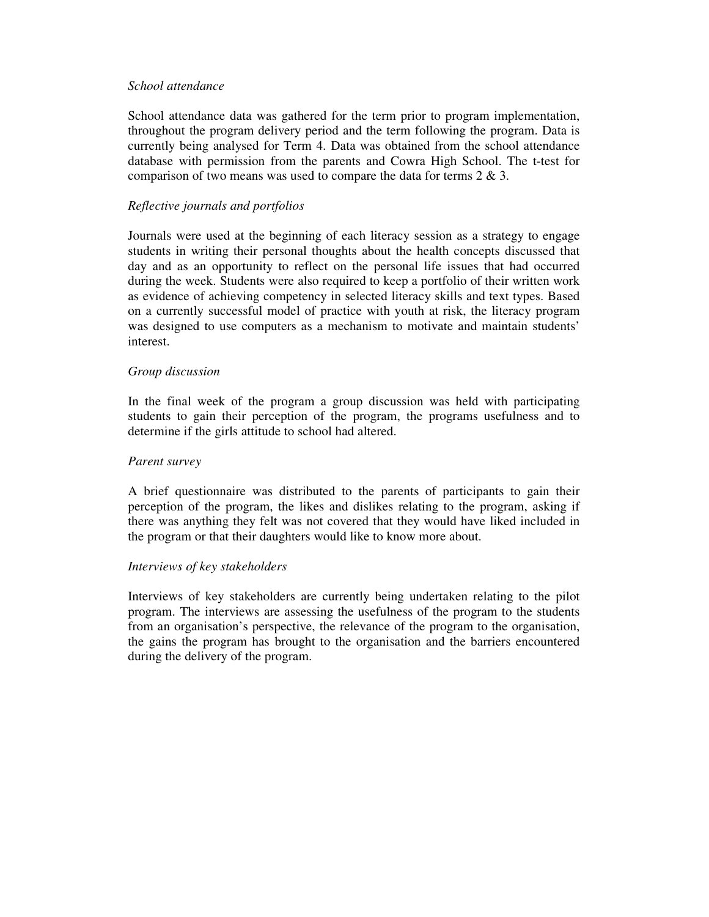*School attendance*

School attendance data was gathered for the term prior to program implementation, throughout the program delivery period and the term following the program. Data is currently being analysed for Term 4. Data was obtained from the school attendance database with permission from the parents and Cowra High School. The t-test for comparison of two means was used to compare the data for terms 2 & 3.

*Reflective journals and portfolios*

Journals were used at the beginning of each literacy session as a strategy to engage students in writing their personal thoughts about the health concepts discussed that day and as an opportunity to reflect on the personal life issues that had occurred during the week. Students were also required to keep a portfolio of their written work as evidence of achieving competency in selected literacy skills and text types. Based on a currently successful model of practice with youth at risk, the literacy program was designed to use computers as a mechanism to motivate and maintain students' interest.

*Group discussion*

In the final week of the program a group discussion was held with participating students to gain their perception of the program, the programs usefulness and to determine if the girls attitude to school had altered.

*Parent survey*

A brief questionnaire was distributed to the parents of participants to gain their perception of the program, the likes and dislikes relating to the program, asking if there was anything they felt was not covered that they would have liked included in the program or that their daughters would like to know more about.

*Interviews of key stakeholders*

Interviews of key stakeholders are currently being undertaken relating to the pilot program. The interviews are assessing the usefulness of the program to the students from an organisation's perspective, the relevance of the program to the organisation, the gains the program has brought to the organisation and the barriers encountered during the delivery of the program.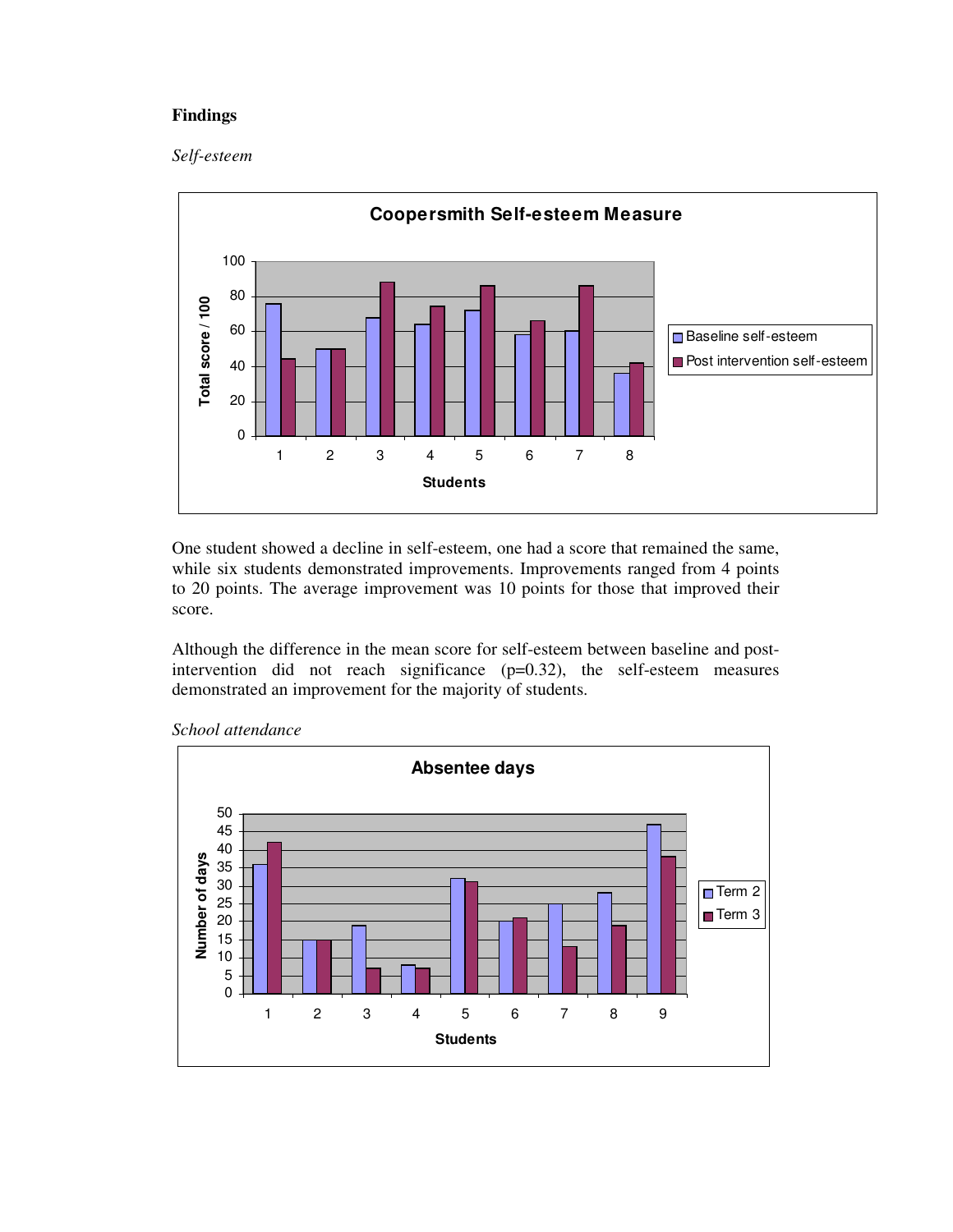## Findings

*Self-esteem*

One student showed a decline in self-esteem, one had a score that remained the same, while six students demonstrated improvements. Improvements ranged from 4 points to 20 points. The average improvement was 10 points for those that improved their score.

Although the difference in the mean score for self-esteem between baseline and post-intervention did not reach significance ($p=0.32$), the self-esteem measures demonstrated an improvement for the majority of students.

*School attendance*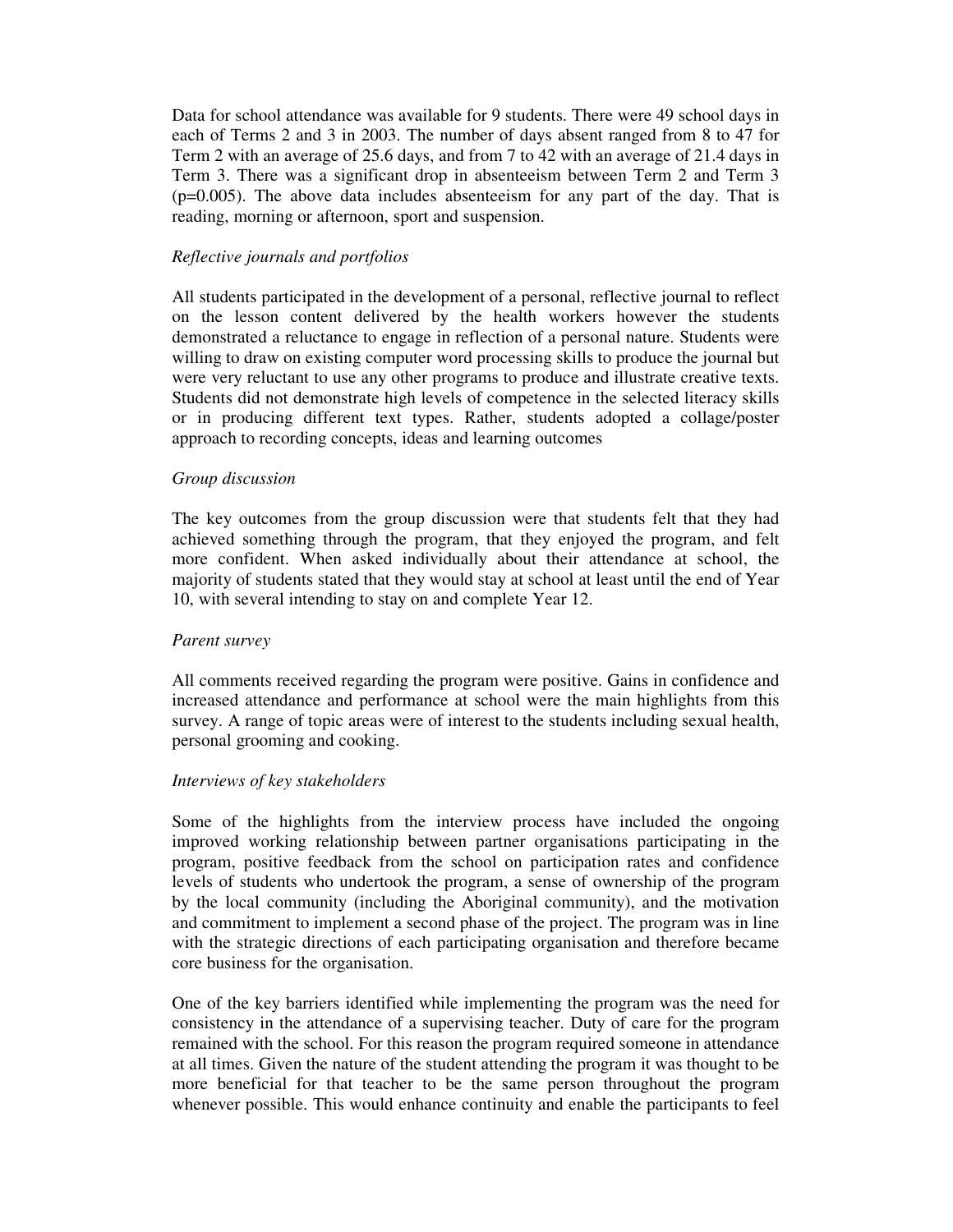Data for school attendance was available for 9 students. There were 49 school days in each of Terms 2 and 3 in 2003. The number of days absent ranged from 8 to 47 for Term 2 with an average of 25.6 days, and from 7 to 42 with an average of 21.4 days in Term 3. There was a significant drop in absenteeism between Term 2 and Term 3 ($p=0.005$). The above data includes absenteeism for any part of the day. That is reading, morning or afternoon, sport and suspension.

*Reflective journals and portfolios*

All students participated in the development of a personal, reflective journal to reflect on the lesson content delivered by the health workers however the students demonstrated a reluctance to engage in reflection of a personal nature. Students were willing to draw on existing computer word processing skills to produce the journal but were very reluctant to use any other programs to produce and illustrate creative texts. Students did not demonstrate high levels of competence in the selected literacy skills or in producing different text types. Rather, students adopted a collage/poster approach to recording concepts, ideas and learning outcomes

*Group discussion*

The key outcomes from the group discussion were that students felt that they had achieved something through the program, that they enjoyed the program, and felt more confident. When asked individually about their attendance at school, the majority of students stated that they would stay at school at least until the end of Year 10, with several intending to stay on and complete Year 12.

*Parent survey*

All comments received regarding the program were positive. Gains in confidence and increased attendance and performance at school were the main highlights from this survey. A range of topic areas were of interest to the students including sexual health, personal grooming and cooking.

*Interviews of key stakeholders*

Some of the highlights from the interview process have included the ongoing improved working relationship between partner organisations participating in the program, positive feedback from the school on participation rates and confidence levels of students who undertook the program, a sense of ownership of the program by the local community (including the Aboriginal community), and the motivation and commitment to implement a second phase of the project. The program was in line with the strategic directions of each participating organisation and therefore became core business for the organisation.

One of the key barriers identified while implementing the program was the need for consistency in the attendance of a supervising teacher. Duty of care for the program remained with the school. For this reason the program required someone in attendance at all times. Given the nature of the student attending the program it was thought to be more beneficial for that teacher to be the same person throughout the program whenever possible. This would enhance continuity and enable the participants to feel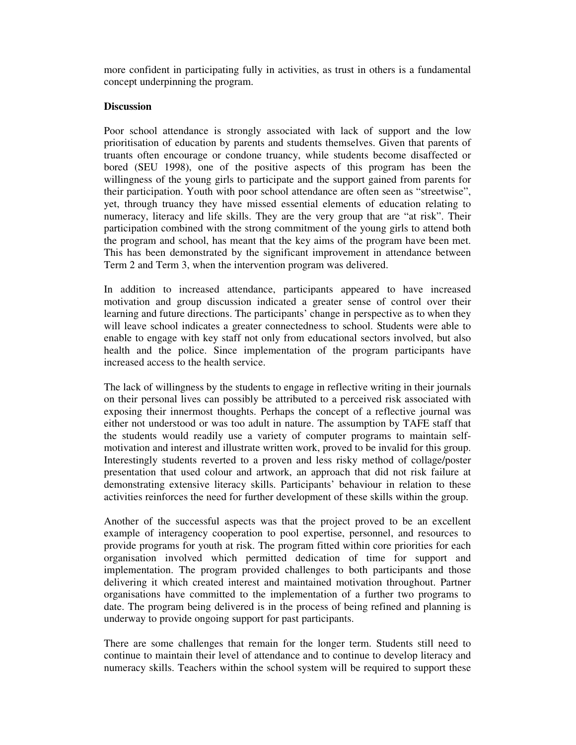more confident in participating fully in activities, as trust in others is a fundamental concept underpinning the program.

**Discussion**

Poor school attendance is strongly associated with lack of support and the low prioritisation of education by parents and students themselves. Given that parents of truants often encourage or condone truancy, while students become disaffected or bored (SEU 1998), one of the positive aspects of this program has been the willingness of the young girls to participate and the support gained from parents for their participation. Youth with poor school attendance are often seen as "streetwise", yet, through truancy they have missed essential elements of education relating to numeracy, literacy and life skills. They are the very group that are "at risk". Their participation combined with the strong commitment of the young girls to attend both the program and school, has meant that the key aims of the program have been met. This has been demonstrated by the significant improvement in attendance between Term 2 and Term 3, when the intervention program was delivered.

In addition to increased attendance, participants appeared to have increased motivation and group discussion indicated a greater sense of control over their learning and future directions. The participants' change in perspective as to when they will leave school indicates a greater connectedness to school. Students were able to enable to engage with key staff not only from educational sectors involved, but also health and the police. Since implementation of the program participants have increased access to the health service.

The lack of willingness by the students to engage in reflective writing in their journals on their personal lives can possibly be attributed to a perceived risk associated with exposing their innermost thoughts. Perhaps the concept of a reflective journal was either not understood or was too adult in nature. The assumption by TAFE staff that the students would readily use a variety of computer programs to maintain self-motivation and interest and illustrate written work, proved to be invalid for this group. Interestingly students reverted to a proven and less risky method of collage/poster presentation that used colour and artwork, an approach that did not risk failure at demonstrating extensive literacy skills. Participants' behaviour in relation to these activities reinforces the need for further development of these skills within the group.

Another of the successful aspects was that the project proved to be an excellent example of interagency cooperation to pool expertise, personnel, and resources to provide programs for youth at risk. The program fitted within core priorities for each organisation involved which permitted dedication of time for support and implementation. The program provided challenges to both participants and those delivering it which created interest and maintained motivation throughout. Partner organisations have committed to the implementation of a further two programs to date. The program being delivered is in the process of being refined and planning is underway to provide ongoing support for past participants.

There are some challenges that remain for the longer term. Students still need to continue to maintain their level of attendance and to continue to develop literacy and numeracy skills. Teachers within the school system will be required to support these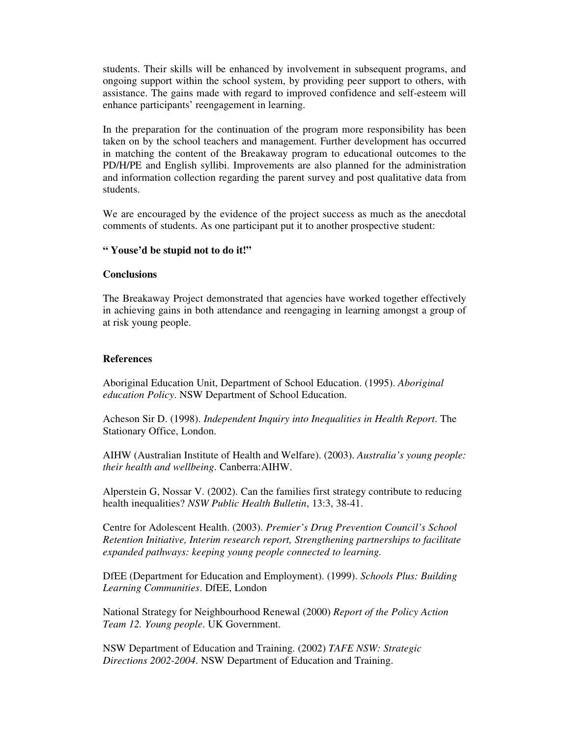students. Their skills will be enhanced by involvement in subsequent programs, and ongoing support within the school system, by providing peer support to others, with assistance. The gains made with regard to improved confidence and self-esteem will enhance participants' reengagement in learning.

In the preparation for the continuation of the program more responsibility has been taken on by the school teachers and management. Further development has occurred in matching the content of the Breakaway program to educational outcomes to the PD/H/PE and English syllibi. Improvements are also planned for the administration and information collection regarding the parent survey and post qualitative data from students.

We are encouraged by the evidence of the project success as much as the anecdotal comments of students. As one participant put it to another prospective student:

**" Youse'd be stupid not to do it!"**

**Conclusions**

The Breakaway Project demonstrated that agencies have worked together effectively in achieving gains in both attendance and reengaging in learning amongst a group of at risk young people.

**References**

Aboriginal Education Unit, Department of School Education. (1995). *Aboriginal education Policy*. NSW Department of School Education.

Acheson Sir D. (1998). *Independent Inquiry into Inequalities in Health Report*. The Stationary Office, London.

AIHW (Australian Institute of Health and Welfare). (2003). *Australia's young people: their health and wellbeing*. Canberra:AIHW.

Alperstein G, Nossar V. (2002). Can the families first strategy contribute to reducing health inequalities? *NSW Public Health Bulletin*, 13:3, 38-41.

Centre for Adolescent Health. (2003). *Premier's Drug Prevention Council's School Retention Initiative, Interim research report, Strengthening partnerships to facilitate expanded pathways: keeping young people connected to learning.*

DfEE (Department for Education and Employment). (1999). *Schools Plus: Building Learning Communities*. DfEE, London

National Strategy for Neighbourhood Renewal (2000) *Report of the Policy Action Team 12. Young people*. UK Government.

NSW Department of Education and Training. (2002) *TAFE NSW: Strategic Directions 2002-2004*. NSW Department of Education and Training.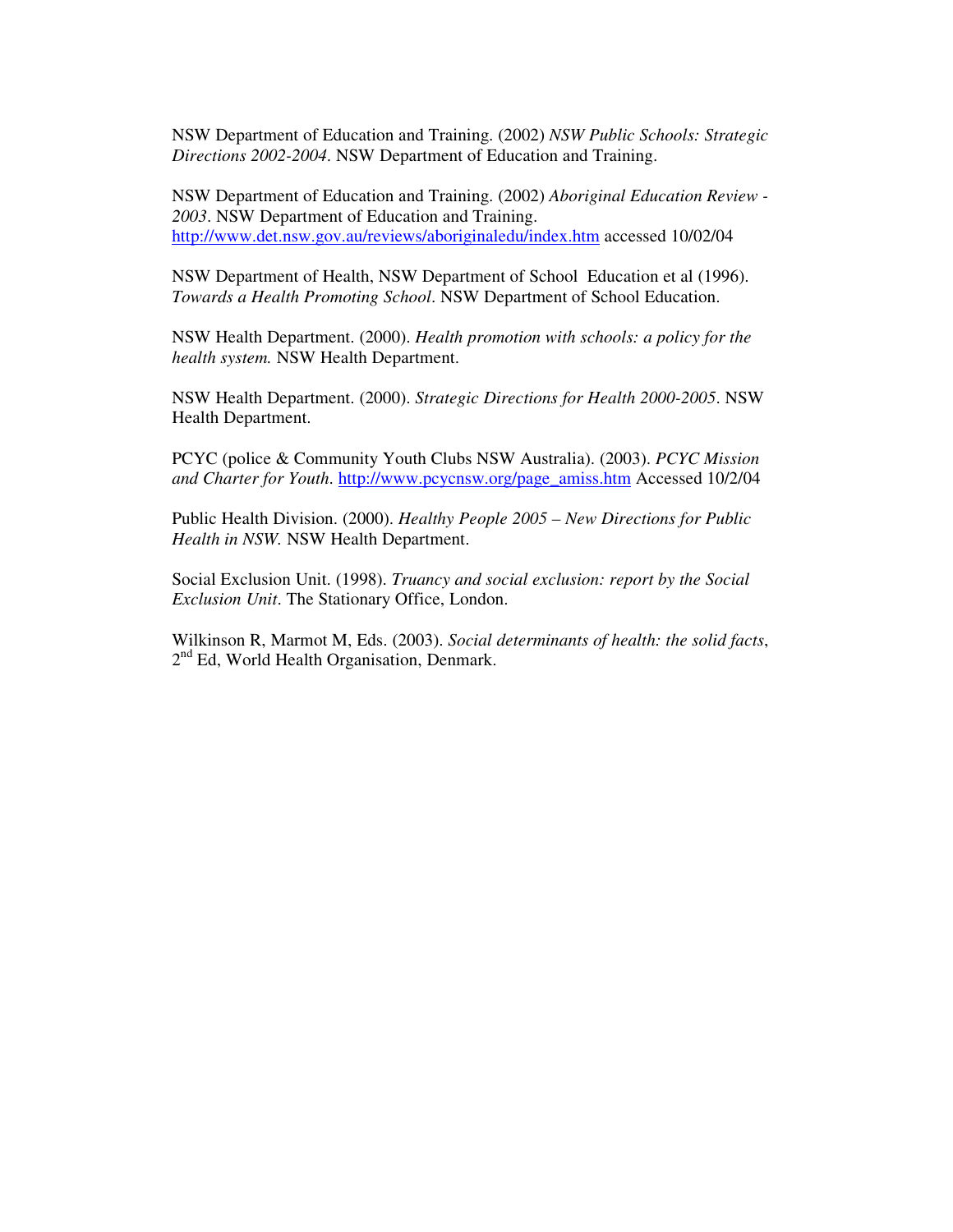NSW Department of Education and Training. (2002) *NSW Public Schools: Strategic Directions 2002-2004*. NSW Department of Education and Training.

NSW Department of Education and Training. (2002) *Aboriginal Education Review - 2003*. NSW Department of Education and Training. http://www.det.nsw.gov.au/reviews/aboriginaledu/index.htm accessed 10/02/04

NSW Department of Health, NSW Department of School Education et al (1996). *Towards a Health Promoting School*. NSW Department of School Education.

NSW Health Department. (2000). *Health promotion with schools: a policy for the health system.* NSW Health Department.

NSW Health Department. (2000). *Strategic Directions for Health 2000-2005*. NSW Health Department.

PCYC (police & Community Youth Clubs NSW Australia). (2003). *PCYC Mission and Charter for Youth*. http://www.pcycnsw.org/page_amiss.htm Accessed 10/2/04

Public Health Division. (2000). *Healthy People 2005 – New Directions for Public Health in NSW.* NSW Health Department.

Social Exclusion Unit. (1998). *Truancy and social exclusion: report by the Social Exclusion Unit*. The Stationary Office, London.

Wilkinson R, Marmot M, Eds. (2003). *Social determinants of health: the solid facts*, 2nd Ed, World Health Organisation, Denmark.